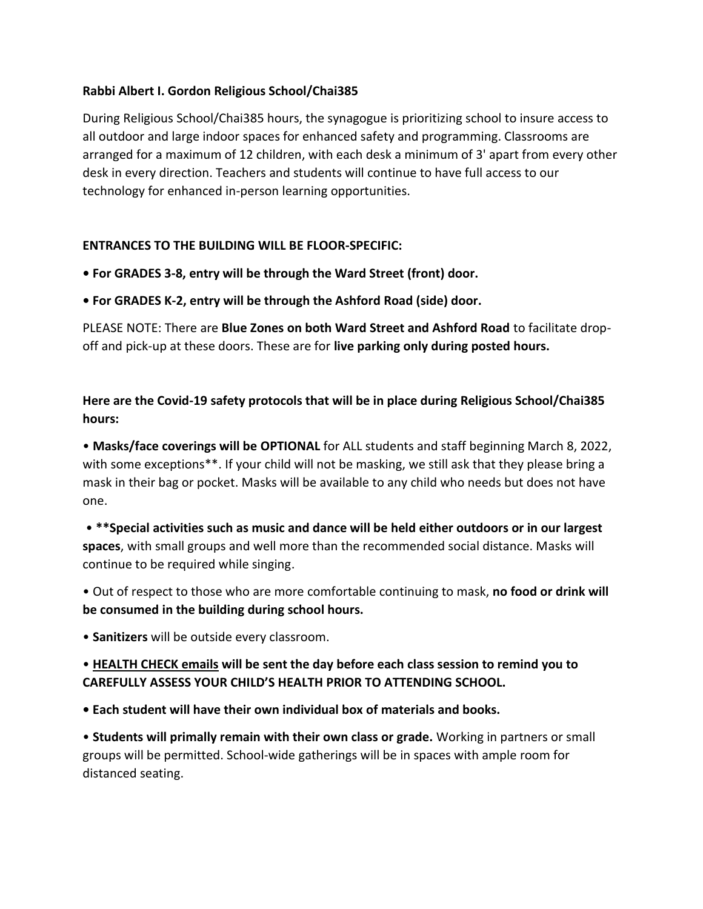**Rabbi Albert I. Gordon Religious School/Chai385**

During Religious School/Chai385 hours, the synagogue is prioritizing school to insure access to all outdoor and large indoor spaces for enhanced safety and programming. Classrooms are arranged for a maximum of 12 children, with each desk a minimum of 3' apart from every other desk in every direction. Teachers and students will continue to have full access to our technology for enhanced in-person learning opportunities.

**ENTRANCES TO THE BUILDING WILL BE FLOOR-SPECIFIC:**

- **For GRADES 3-8, entry will be through the Ward Street (front) door.**
- **For GRADES K-2, entry will be through the Ashford Road (side) door.**

PLEASE NOTE: There are **Blue Zones on both Ward Street and Ashford Road** to facilitate drop-off and pick-up at these doors. These are for **live parking only during posted hours.**

**Here are the Covid-19 safety protocols that will be in place during Religious School/Chai385 hours:**

- **Masks/face coverings will be OPTIONAL** for ALL students and staff beginning March 8, 2022, with some exceptions**. If your child will not be masking, we still ask that they please bring a mask in their bag or pocket. Masks will be available to any child who needs but does not have one.
- **\*\*Special activities such as music and dance will be held either outdoors or in our largest spaces**, with small groups and well more than the recommended social distance. Masks will continue to be required while singing.
- Out of respect to those who are more comfortable continuing to mask, **no food or drink will be consumed in the building during school hours.**
- **Sanitizers** will be outside every classroom.
- **<u>HEALTH CHECK emails</u> will be sent the day before each class session to remind you to CAREFULLY ASSESS YOUR CHILD'S HEALTH PRIOR TO ATTENDING SCHOOL.**
- **Each student will have their own individual box of materials and books.**
- **Students will primally remain with their own class or grade.** Working in partners or small groups will be permitted. School-wide gatherings will be in spaces with ample room for distanced seating.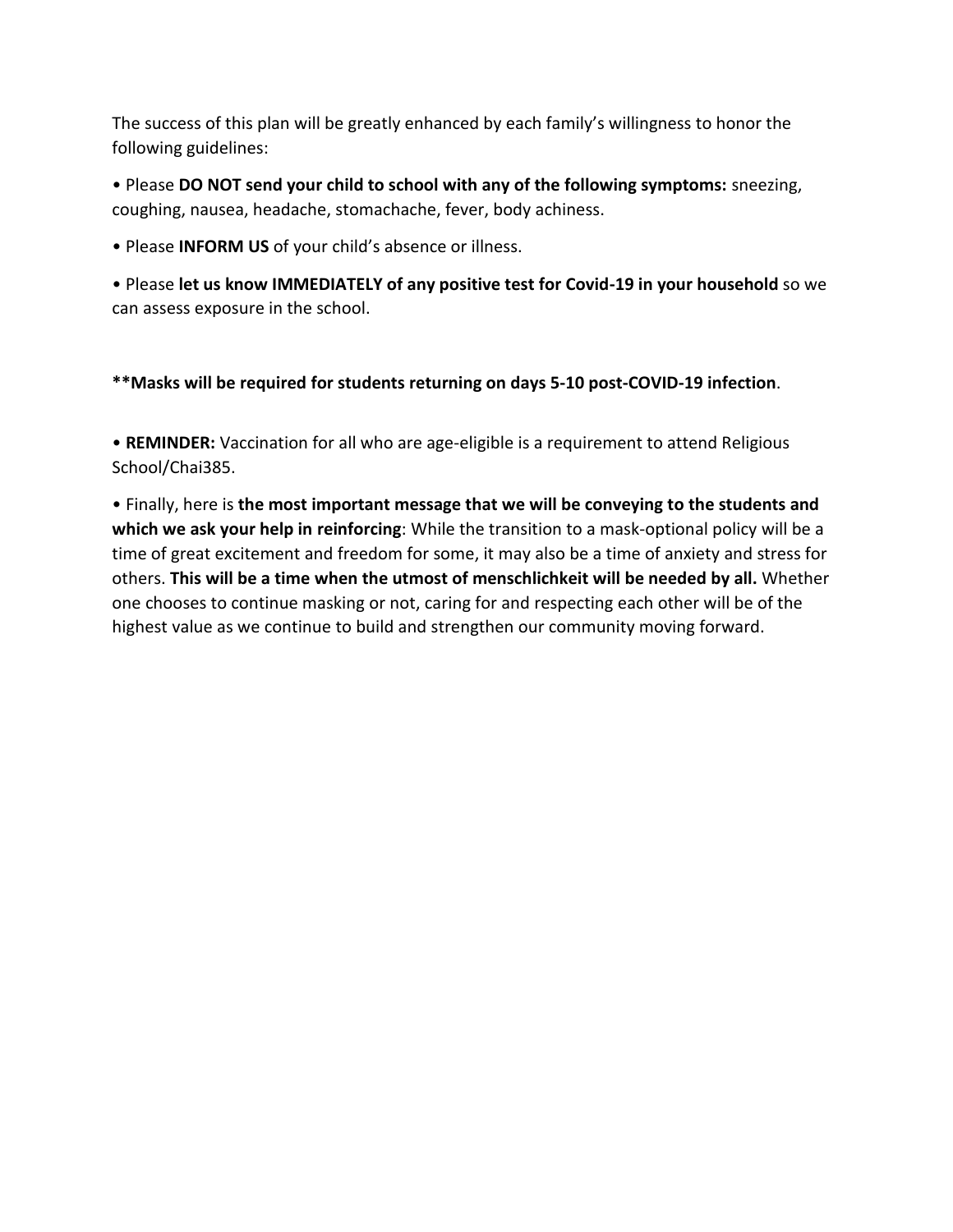The success of this plan will be greatly enhanced by each family's willingness to honor the following guidelines:

• Please **DO NOT send your child to school with any of the following symptoms:** sneezing, coughing, nausea, headache, stomachache, fever, body achiness.

• Please **INFORM US** of your child's absence or illness.

• Please **let us know IMMEDIATELY of any positive test for Covid-19 in your household** so we can assess exposure in the school.

****Masks will be required for students returning on days 5-10 post-COVID-19 infection**.

• **REMINDER:** Vaccination for all who are age-eligible is a requirement to attend Religious School/Chai385.

• Finally, here is **the most important message that we will be conveying to the students and which we ask your help in reinforcing**: While the transition to a mask-optional policy will be a time of great excitement and freedom for some, it may also be a time of anxiety and stress for others. **This will be a time when the utmost of menschlichkeit will be needed by all.** Whether one chooses to continue masking or not, caring for and respecting each other will be of the highest value as we continue to build and strengthen our community moving forward.